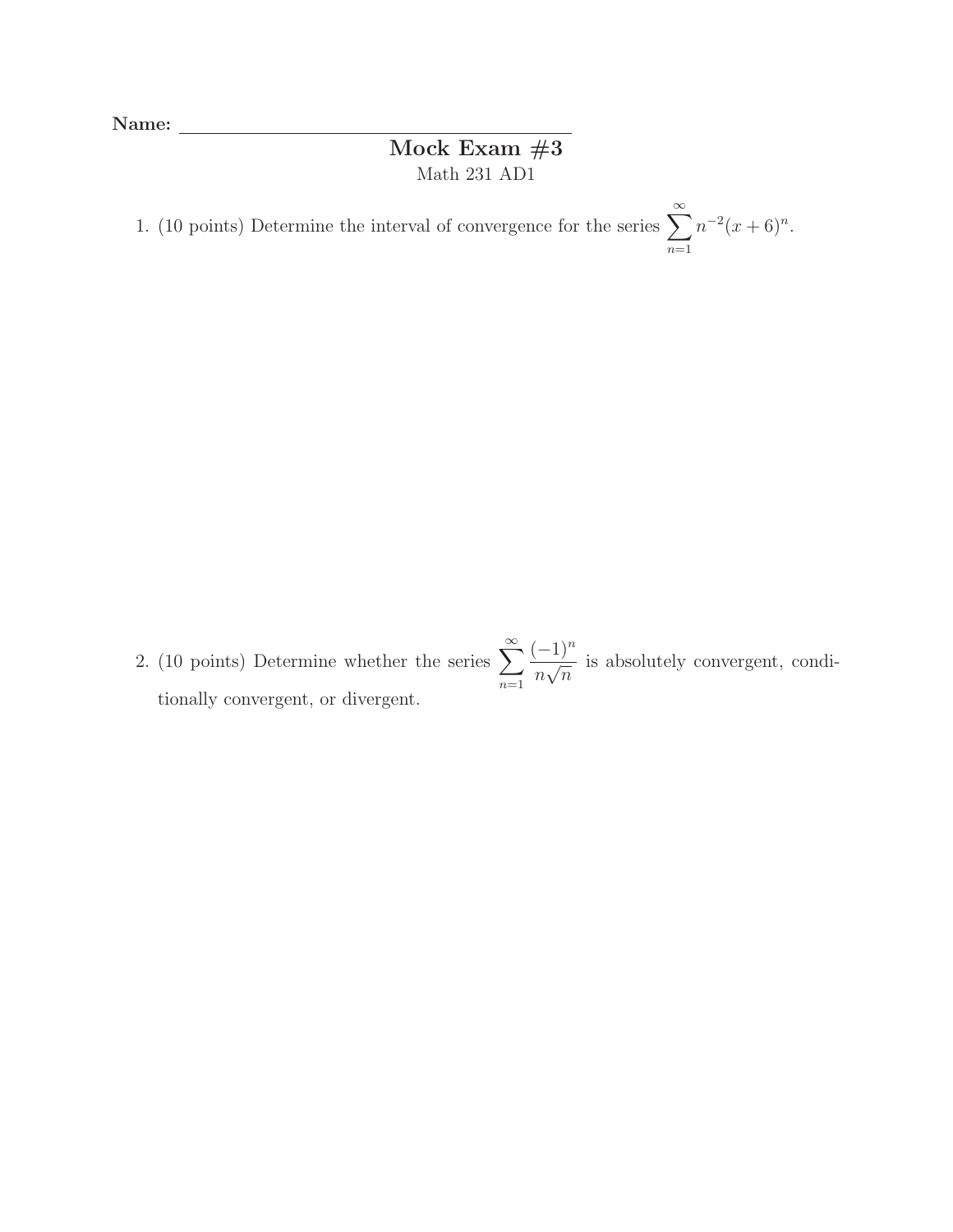**Name:** ____________________________________

# Mock Exam #3

Math 231 AD1

1. (10 points) Determine the interval of convergence for the series $\displaystyle\sum_{n=1}^{\infty} n^{-2}(x+6)^n$.

2. (10 points) Determine whether the series $\displaystyle\sum_{n=1}^{\infty} \frac{(-1)^n}{n\sqrt{n}}$ is absolutely convergent, conditionally convergent, or divergent.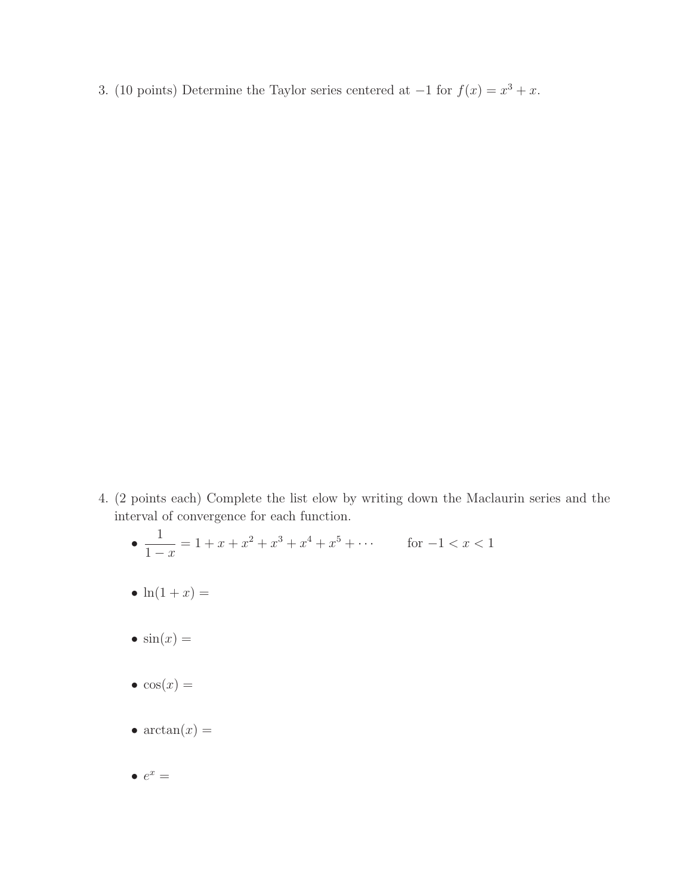3. (10 points) Determine the Taylor series centered at $-1$ for $f(x) = x^3 + x$.

4. (2 points each) Complete the list elow by writing down the Maclaurin series and the interval of convergence for each function.

   - $\dfrac{1}{1-x} = 1 + x + x^2 + x^3 + x^4 + x^5 + \cdots$ for $-1 < x < 1$
   - $\ln(1+x) =$
   - $\sin(x) =$
   - $\cos(x) =$
   - $\arctan(x) =$
   - $e^x =$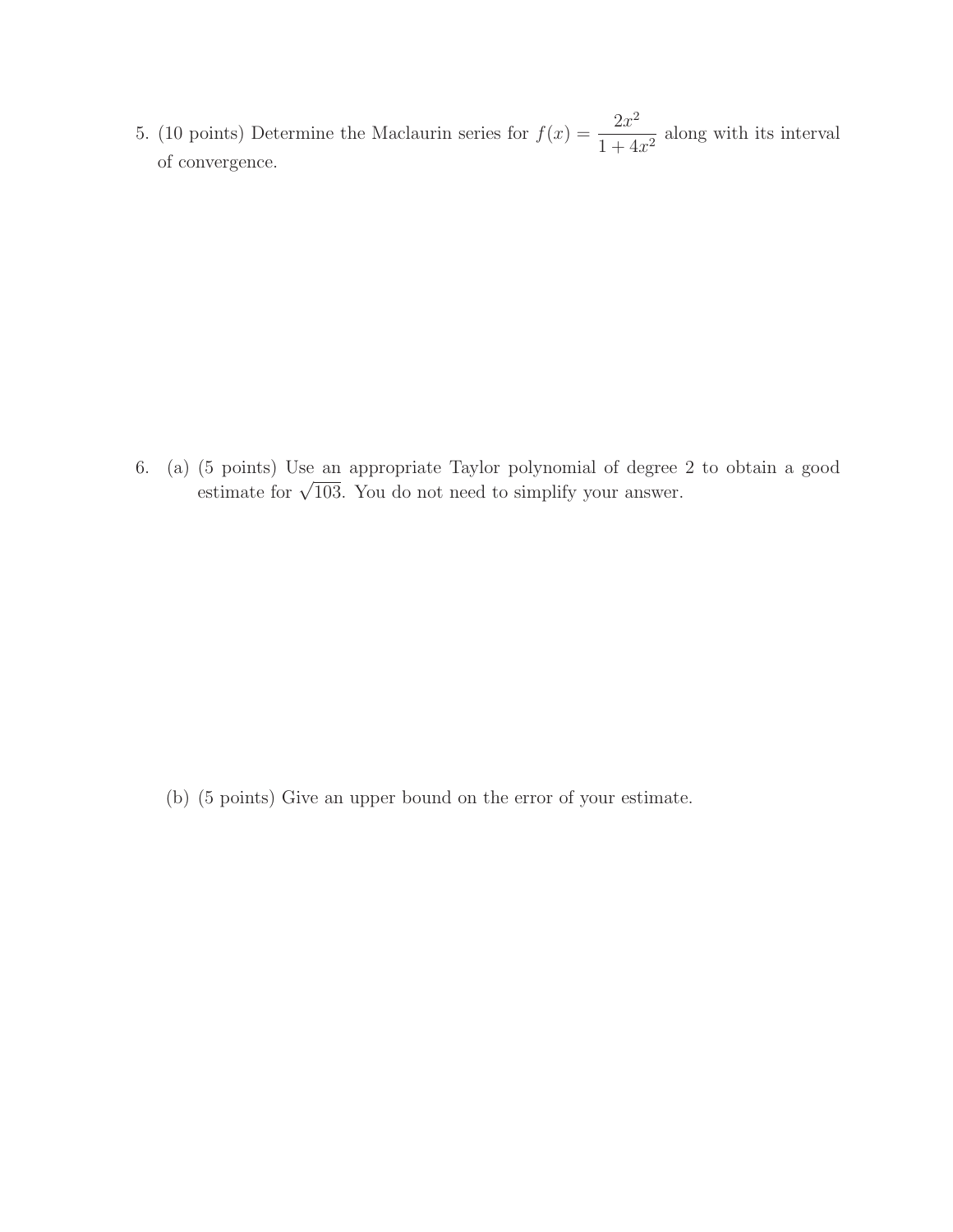5. (10 points) Determine the Maclaurin series for $f(x) = \dfrac{2x^2}{1+4x^2}$ along with its interval of convergence.

6. (a) (5 points) Use an appropriate Taylor polynomial of degree 2 to obtain a good estimate for $\sqrt{103}$. You do not need to simplify your answer.

   (b) (5 points) Give an upper bound on the error of your estimate.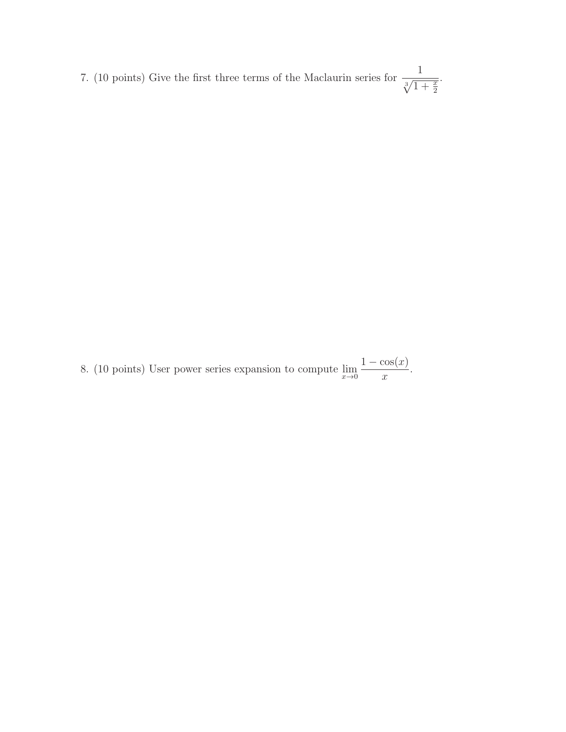7. (10 points) Give the first three terms of the Maclaurin series for $\dfrac{1}{\sqrt[3]{1+\frac{x}{2}}}$.

8. (10 points) User power series expansion to compute $\displaystyle\lim_{x\to 0}\frac{1-\cos(x)}{x}$.